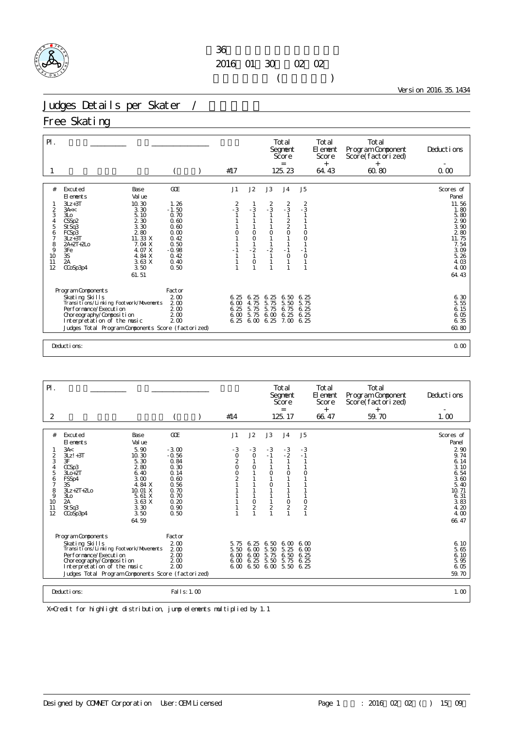36
2016 01 30 02 02
( )

Version 2016.35.1434

# Judges Details per Skater /

## Free Skating

| Pl. | | | | | Total Segment Score = | Total Element Score + | Total Program Component Score(factorized) + | Deductions - |
|---|---|---|---|---|---|---|---|---|
| 1 | | ( ) | | #17 | 125.23 | 64.43 | 60.80 | 0.00 |

| # | Excuted Elements | Base Value | GOE | J1 | J2 | J3 | J4 | J5 | Scores of Panel |
|---|---|---|---|---|---|---|---|---|---|
| 1 | 3Lz+3T | 10.30 | 1.26 | 2 | 1 | 2 | 2 | 2 | 11.56 |
| 2 | 3A<< | 3.30 | -1.50 | -3 | -3 | -3 | -3 | -3 | 1.80 |
| 3 | 3Lo | 5.10 | 0.70 | 1 | 1 | 1 | 1 | 1 | 5.80 |
| 4 | CSSp2 | 2.30 | 0.60 | 1 | 1 | 1 | 2 | 1 | 2.90 |
| 5 | StSq3 | 3.30 | 0.60 | 1 | 1 | 1 | 2 | 1 | 3.90 |
| 6 | FCSp3 | 2.80 | 0.00 | 0 | 0 | 0 | 0 | 0 | 2.80 |
| 7 | 3Lz+3T | 11.33 X | 0.42 | 1 | 0 | 1 | 1 | 0 | 11.75 |
| 8 | 2A+2T+2Lo | 7.04 X | 0.50 | 1 | 1 | 1 | 1 | 1 | 7.54 |
| 9 | 3Fe | 4.07 X | -0.98 | -1 | -2 | -2 | -1 | -1 | 3.09 |
| 10 | 3S | 4.84 X | 0.42 | 1 | 1 | 1 | 0 | 0 | 5.26 |
| 11 | 2A | 3.63 X | 0.40 | 1 | 0 | 1 | 1 | 1 | 4.03 |
| 12 | CCoSp3p4 | 3.50 | 0.50 | 1 | 1 | 1 | 1 | 1 | 4.00 |
| | | 61.51 | | | | | | | 64.43 |

| Program Components | Factor | J1 | J2 | J3 | J4 | J5 | |
|---|---|---|---|---|---|---|---|
| Skating Skills | 2.00 | 6.25 | 6.25 | 6.25 | 6.50 | 6.25 | 6.30 |
| Transitions/Linking Footwork/Movements | 2.00 | 6.00 | 4.75 | 5.75 | 5.50 | 5.75 | 5.55 |
| Performance/Execution | 2.00 | 6.25 | 5.75 | 5.75 | 6.75 | 6.25 | 6.15 |
| Choreography/Composition | 2.00 | 6.00 | 5.75 | 6.00 | 6.25 | 6.25 | 6.05 |
| Interpretation of the music | 2.00 | 6.25 | 6.00 | 6.25 | 7.00 | 6.25 | 6.35 |
| Judges Total Program Components Score (factorized) | | | | | | | 60.80 |

Deductions: 0.00

| Pl. | | | | | Total Segment Score = | Total Element Score + | Total Program Component Score(factorized) + | Deductions - |
|---|---|---|---|---|---|---|---|---|
| 2 | | ( ) | | #14 | 125.17 | 66.47 | 59.70 | 1.00 |

| # | Excuted Elements | Base Value | GOE | J1 | J2 | J3 | J4 | J5 | Scores of Panel |
|---|---|---|---|---|---|---|---|---|---|
| 1 | 3A< | 5.90 | -3.00 | -3 | -3 | -3 | -3 | -3 | 2.90 |
| 2 | 3Lz!+3T | 10.30 | -0.56 | 0 | 0 | -1 | -2 | -1 | 9.74 |
| 3 | 3F | 5.30 | 0.84 | 2 | 1 | 1 | 1 | 1 | 6.14 |
| 4 | CCSp3 | 2.80 | 0.30 | 0 | 0 | 1 | 1 | 1 | 3.10 |
| 5 | 3Lo+2T | 6.40 | 0.14 | 0 | 1 | 0 | 0 | 0 | 6.54 |
| 6 | FSSp4 | 3.00 | 0.60 | 2 | 1 | 1 | 1 | 1 | 3.60 |
| 7 | 3S | 4.84 X | 0.56 | 1 | 1 | 0 | 1 | 1 | 5.40 |
| 8 | 3Lz+2T+2Lo | 10.01 X | 0.70 | 1 | 1 | 1 | 1 | 1 | 10.71 |
| 9 | 3Lo | 5.61 X | 0.70 | 1 | 1 | 1 | 1 | 1 | 6.31 |
| 10 | 2A | 3.63 X | 0.20 | 1 | 0 | 1 | 0 | 0 | 3.83 |
| 11 | StSq3 | 3.30 | 0.90 | 1 | 2 | 2 | 2 | 2 | 4.20 |
| 12 | CCoSp3p4 | 3.50 | 0.50 | 1 | 1 | 1 | 1 | 1 | 4.00 |
| | | 64.59 | | | | | | | 66.47 |

| Program Components | Factor | J1 | J2 | J3 | J4 | J5 | |
|---|---|---|---|---|---|---|---|
| Skating Skills | 2.00 | 5.75 | 6.25 | 6.50 | 6.00 | 6.00 | 6.10 |
| Transitions/Linking Footwork/Movements | 2.00 | 5.50 | 6.00 | 5.50 | 5.25 | 6.00 | 5.65 |
| Performance/Execution | 2.00 | 6.00 | 6.00 | 5.75 | 6.50 | 6.25 | 6.10 |
| Choreography/Composition | 2.00 | 6.00 | 6.25 | 5.50 | 5.75 | 6.25 | 5.95 |
| Interpretation of the music | 2.00 | 6.00 | 6.50 | 6.00 | 5.50 | 6.25 | 6.05 |
| Judges Total Program Components Score (factorized) | | | | | | | 59.70 |

Deductions: Falls: 1.00 — 1.00

X=Credit for highlight distribution, jump elements multiplied by 1.1

Designed by COMNET Corporation User: OEM Licensed : 2016 02 02 ( ) 15 09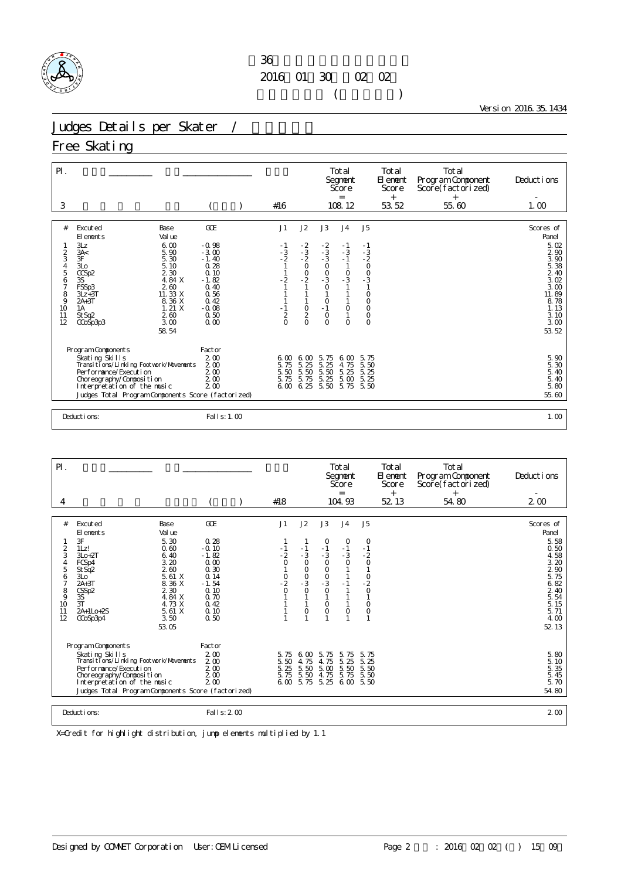第36回 ... 
2016年01月30日 〜 02月02日

Version 2016.35.1434

# Judges Details per Skater /

## Free Skating

| Pl. | | | Total Segment Score = | Total Element Score + | Total Program Component Score(factorized) + | Deductions - |
|---|---|---|---|---|---|---|
| 3 | ( ) | #16 | 108.12 | 53.52 | 55.60 | 1.00 |

| # | Excuted Elements | Base Value | GOE | J1 | J2 | J3 | J4 | J5 | Scores of Panel |
|---|---|---|---|---|---|---|---|---|---|
| 1 | 3Lz | 6.00 | -0.98 | -1 | -2 | -2 | -1 | -1 | 5.02 |
| 2 | 3A< | 5.90 | -3.00 | -3 | -3 | -3 | -3 | -3 | 2.90 |
| 3 | 3F | 5.30 | -1.40 | -2 | -2 | -3 | -1 | -2 | 3.90 |
| 4 | 3Lo | 5.10 | 0.28 | 1 | 0 | 0 | 1 | 0 | 5.38 |
| 5 | CCSp2 | 2.30 | 0.10 | 1 | 0 | 0 | 0 | 0 | 2.40 |
| 6 | 3S | 4.84 X | -1.82 | -2 | -2 | -3 | -3 | -3 | 3.02 |
| 7 | FSSp3 | 2.60 | 0.40 | 1 | 1 | 0 | 1 | 1 | 3.00 |
| 8 | 3Lz+3T | 11.33 X | 0.56 | 1 | 1 | 1 | 1 | 0 | 11.89 |
| 9 | 2A+3T | 8.36 X | 0.42 | 1 | 1 | 0 | 1 | 0 | 8.78 |
| 10 | 1A | 1.21 X | -0.08 | -1 | 0 | -1 | 0 | 0 | 1.13 |
| 11 | StSq2 | 2.60 | 0.50 | 2 | 2 | 0 | 1 | 0 | 3.10 |
| 12 | CCoSp3p3 | 3.00 | 0.00 | 0 | 0 | 0 | 0 | 0 | 3.00 |
| | | 58.54 | | | | | | | 53.52 |

| Program Components | Factor | J1 | J2 | J3 | J4 | J5 | |
|---|---|---|---|---|---|---|---|
| Skating Skills | 2.00 | 6.00 | 6.00 | 5.75 | 6.00 | 5.75 | 5.90 |
| Transitions/Linking Footwork/Movements | 2.00 | 5.75 | 5.25 | 5.25 | 4.75 | 5.50 | 5.30 |
| Performance/Execution | 2.00 | 5.50 | 5.50 | 5.50 | 5.25 | 5.25 | 5.40 |
| Choreography/Composition | 2.00 | 5.75 | 5.75 | 5.25 | 5.00 | 5.25 | 5.40 |
| Interpretation of the music | 2.00 | 6.00 | 6.25 | 5.50 | 5.75 | 5.50 | 5.80 |
| Judges Total Program Components Score (factorized) | | | | | | | 55.60 |

Deductions: Falls: 1.00 — 1.00

| Pl. | | | Total Segment Score = | Total Element Score + | Total Program Component Score(factorized) + | Deductions - |
|---|---|---|---|---|---|---|
| 4 | ( ) | #18 | 104.93 | 52.13 | 54.80 | 2.00 |

| # | Excuted Elements | Base Value | GOE | J1 | J2 | J3 | J4 | J5 | Scores of Panel |
|---|---|---|---|---|---|---|---|---|---|
| 1 | 3F | 5.30 | 0.28 | 1 | 1 | 0 | 0 | 0 | 5.58 |
| 2 | 1Lz! | 0.60 | -0.10 | -1 | -1 | -1 | -1 | -1 | 0.50 |
| 3 | 3Lo+2T | 6.40 | -1.82 | -2 | -3 | -3 | -3 | -2 | 4.58 |
| 4 | FCSp4 | 3.20 | 0.00 | 0 | 0 | 0 | 0 | 0 | 3.20 |
| 5 | StSq2 | 2.60 | 0.30 | 1 | 0 | 0 | 1 | 1 | 2.90 |
| 6 | 3Lo | 5.61 X | 0.14 | 0 | 0 | 0 | 1 | 0 | 5.75 |
| 7 | 2A+3T | 8.36 X | -1.54 | -2 | -3 | -3 | -1 | -2 | 6.82 |
| 8 | CSSp2 | 2.30 | 0.10 | 0 | 0 | 0 | 1 | 0 | 2.40 |
| 9 | 3S | 4.84 X | 0.70 | 1 | 1 | 1 | 1 | 1 | 5.54 |
| 10 | 3T | 4.73 X | 0.42 | 1 | 1 | 0 | 1 | 0 | 5.15 |
| 11 | 2A+1Lo+2S | 5.61 X | 0.10 | 1 | 0 | 0 | 0 | 0 | 5.71 |
| 12 | CCoSp4 | 3.50 | 0.50 | 1 | 1 | 1 | 1 | 1 | 4.00 |
| | | 53.05 | | | | | | | 52.13 |

| Program Components | Factor | J1 | J2 | J3 | J4 | J5 | |
|---|---|---|---|---|---|---|---|
| Skating Skills | 2.00 | 5.75 | 6.00 | 5.75 | 5.75 | 5.75 | 5.80 |
| Transitions/Linking Footwork/Movements | 2.00 | 5.50 | 4.75 | 4.75 | 5.25 | 5.25 | 5.10 |
| Performance/Execution | 2.00 | 5.25 | 5.50 | 5.00 | 5.50 | 5.50 | 5.35 |
| Choreography/Composition | 2.00 | 5.75 | 5.50 | 4.75 | 5.75 | 5.50 | 5.45 |
| Interpretation of the music | 2.00 | 6.00 | 5.75 | 5.25 | 6.00 | 5.50 | 5.70 |
| Judges Total Program Components Score (factorized) | | | | | | | 54.80 |

Deductions: Falls: 2.00 — 2.00

X=Credit for highlight distribution, jump elements multiplied by 1.1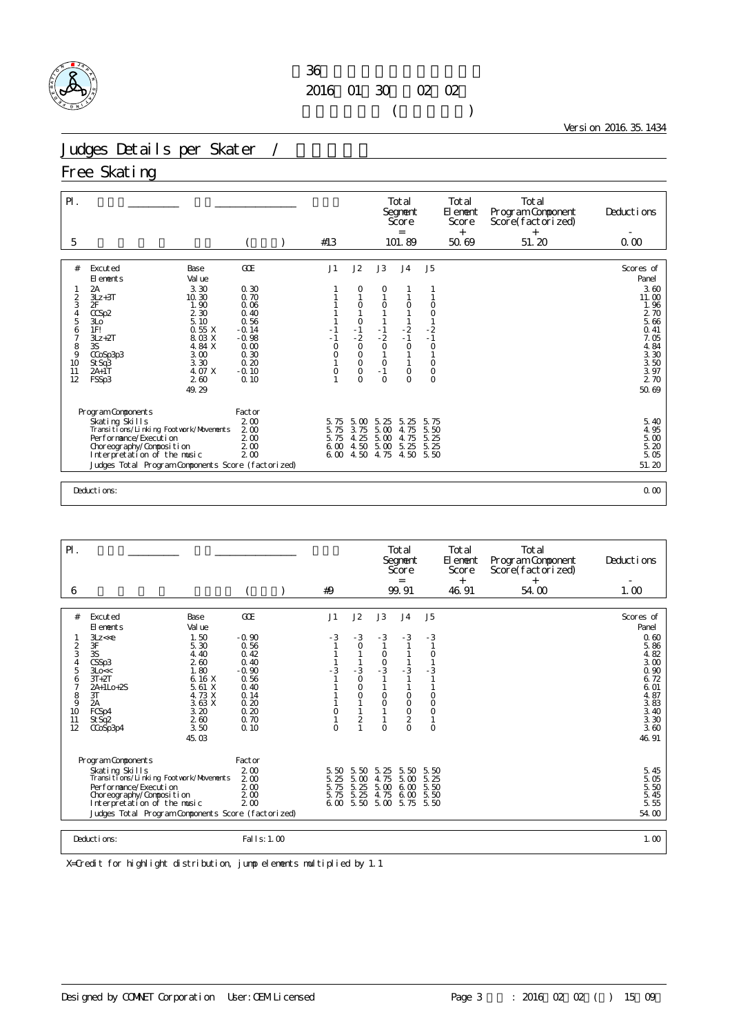第36回 … 

2016年01月30日 ～ 02月02日

( )

Version 2016.35.1434

# Judges Details per Skater /

## Free Skating

| Pl. | | | | | Total Segment Score = | Total Element Score + | Total Program Component Score(factorized) + | Deductions - |
|---|---|---|---|---|---|---|---|---|
| 5 | | ( ) | | #13 | 101.89 | 50.69 | 51.20 | 0.00 |

| # | Executed Elements | Base Value | GOE | J1 | J2 | J3 | J4 | J5 | Scores of Panel |
|---|---|---|---|---|---|---|---|---|---|
| 1 | 2A | 3.30 | 0.30 | 1 | 0 | 0 | 1 | 1 | 3.60 |
| 2 | 3Lz+3T | 10.30 | 0.70 | 1 | 1 | 1 | 1 | 1 | 11.00 |
| 3 | 2F | 1.90 | 0.06 | 1 | 0 | 0 | 0 | 0 | 1.96 |
| 4 | CCSp2 | 2.30 | 0.40 | 1 | 1 | 1 | 1 | 0 | 2.70 |
| 5 | 3Lo | 5.10 | 0.56 | 1 | 0 | 1 | 1 | 1 | 5.66 |
| 6 | 1F! | 0.55 X | -0.14 | -1 | -1 | -1 | -2 | -2 | 0.41 |
| 7 | 3Lz+2T | 8.03 X | -0.98 | -1 | -2 | -2 | -1 | -1 | 7.05 |
| 8 | 3S | 4.84 X | 0.00 | 0 | 0 | 0 | 0 | 0 | 4.84 |
| 9 | CCoSp3p3 | 3.00 | 0.30 | 0 | 0 | 1 | 1 | 1 | 3.30 |
| 10 | StSq3 | 3.30 | 0.20 | 1 | 0 | 0 | 1 | 0 | 3.50 |
| 11 | 2A+1T | 4.07 X | -0.10 | 0 | 0 | -1 | 0 | 0 | 3.97 |
| 12 | FSSp3 | 2.60 | 0.10 | 1 | 0 | 0 | 0 | 0 | 2.70 |
| | | 49.29 | | | | | | | 50.69 |

| Program Components | Factor | J1 | J2 | J3 | J4 | J5 | |
|---|---|---|---|---|---|---|---|
| Skating Skills | 2.00 | 5.75 | 5.00 | 5.25 | 5.25 | 5.75 | 5.40 |
| Transitions/Linking Footwork/Movements | 2.00 | 5.75 | 3.75 | 5.00 | 4.75 | 5.50 | 4.95 |
| Performance/Execution | 2.00 | 5.75 | 4.25 | 5.00 | 4.75 | 5.25 | 5.00 |
| Choreography/Composition | 2.00 | 6.00 | 4.50 | 5.00 | 5.25 | 5.25 | 5.20 |
| Interpretation of the music | 2.00 | 6.00 | 4.50 | 4.75 | 4.50 | 5.50 | 5.05 |
| Judges Total Program Components Score (factorized) | | | | | | | 51.20 |

Deductions: 0.00

| Pl. | | | | | Total Segment Score = | Total Element Score + | Total Program Component Score(factorized) + | Deductions - |
|---|---|---|---|---|---|---|---|---|
| 6 | | ( ) | | #9 | 99.91 | 46.91 | 54.00 | 1.00 |

| # | Executed Elements | Base Value | GOE | J1 | J2 | J3 | J4 | J5 | Scores of Panel |
|---|---|---|---|---|---|---|---|---|---|
| 1 | 3Lz<<e | 1.50 | -0.90 | -3 | -3 | -3 | -3 | -3 | 0.60 |
| 2 | 3F | 5.30 | 0.56 | 1 | 0 | 1 | 1 | 1 | 5.86 |
| 3 | 3S | 4.40 | 0.42 | 1 | 1 | 0 | 1 | 0 | 4.82 |
| 4 | CSSp3 | 2.60 | 0.40 | 1 | 1 | 0 | 1 | 1 | 3.00 |
| 5 | 3Lo<< | 1.80 | -0.90 | -3 | -3 | -3 | -3 | -3 | 0.90 |
| 6 | 3T+2T | 6.16 X | 0.56 | 1 | 0 | 1 | 1 | 1 | 6.72 |
| 7 | 2A+1Lo+2S | 5.61 X | 0.40 | 1 | 0 | 1 | 1 | 1 | 6.01 |
| 8 | 3T | 4.73 X | 0.14 | 1 | 0 | 0 | 0 | 0 | 4.87 |
| 9 | 2A | 3.63 X | 0.20 | 1 | 1 | 0 | 0 | 0 | 3.83 |
| 10 | FCSp4 | 3.20 | 0.20 | 0 | 1 | 1 | 0 | 0 | 3.40 |
| 11 | StSq2 | 2.60 | 0.70 | 1 | 2 | 1 | 2 | 1 | 3.30 |
| 12 | CCoSp3p4 | 3.50 | 0.10 | 0 | 1 | 0 | 0 | 0 | 3.60 |
| | | 45.03 | | | | | | | 46.91 |

| Program Components | Factor | J1 | J2 | J3 | J4 | J5 | |
|---|---|---|---|---|---|---|---|
| Skating Skills | 2.00 | 5.50 | 5.50 | 5.25 | 5.50 | 5.50 | 5.45 |
| Transitions/Linking Footwork/Movements | 2.00 | 5.25 | 5.00 | 4.75 | 5.00 | 5.25 | 5.05 |
| Performance/Execution | 2.00 | 5.75 | 5.25 | 5.00 | 6.00 | 5.50 | 5.50 |
| Choreography/Composition | 2.00 | 5.75 | 5.25 | 4.75 | 6.00 | 5.50 | 5.45 |
| Interpretation of the music | 2.00 | 6.00 | 5.50 | 5.00 | 5.75 | 5.50 | 5.55 |
| Judges Total Program Components Score (factorized) | | | | | | | 54.00 |

Deductions: Falls: 1.00 — 1.00

X=Credit for highlight distribution, jump elements multiplied by 1.1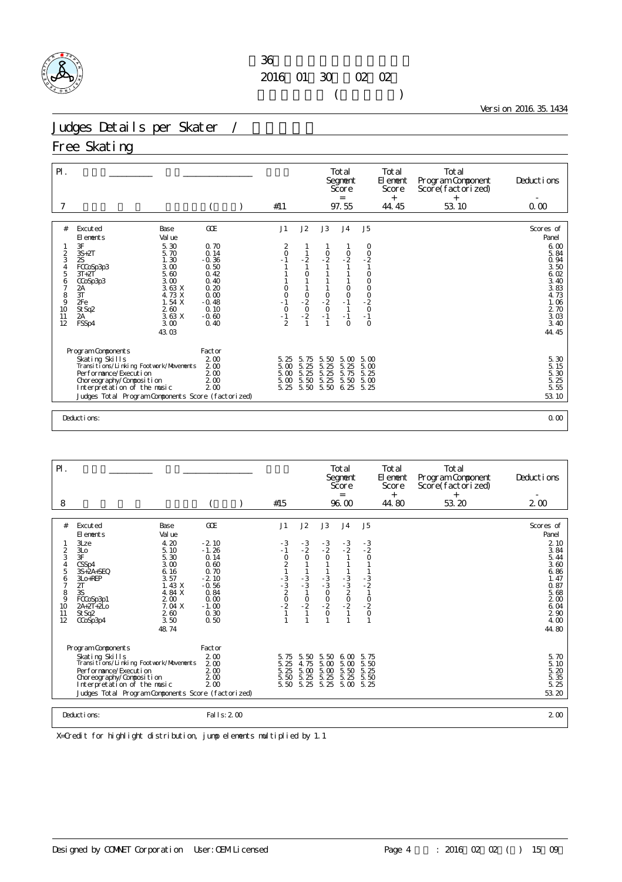第36回全国中学校スケート大会
2016年01月30日～02月02日
フィギュア女子 (フリー)

Version 2016.35.1434

# Judges Details per Skater / ジャッジ詳細

## Free Skating

| Pl. | | | | Total Segment Score = | Total Element Score + | Total Program Component Score(factorized) + | Deductions - |
|---|---|---|---|---|---|---|---|
| 7 | | ( ) | #11 | 97.55 | 44.45 | 53.10 | 0.00 |

| # | Excuted Elements | Base Value | GOE | J1 | J2 | J3 | J4 | J5 | Scores of Panel |
|---|---|---|---|---|---|---|---|---|---|
| 1 | 3F | 5.30 | 0.70 | 2 | 1 | 1 | 1 | 0 | 6.00 |
| 2 | 3S+2T | 5.70 | 0.14 | 0 | 1 | 0 | 0 | 0 | 5.84 |
| 3 | 2S | 1.30 | -0.36 | -1 | -2 | -2 | -2 | -2 | 0.94 |
| 4 | FCCoSp3p3 | 3.00 | 0.50 | 1 | 1 | 1 | 1 | 1 | 3.50 |
| 5 | 3T+2T | 5.60 | 0.42 | 1 | 0 | 1 | 1 | 0 | 6.02 |
| 6 | CCoSp3p3 | 3.00 | 0.40 | 1 | 1 | 1 | 1 | 0 | 3.40 |
| 7 | 2A | 3.63 X | 0.20 | 0 | 1 | 1 | 0 | 0 | 3.83 |
| 8 | 3T | 4.73 X | 0.00 | 0 | 0 | 0 | 0 | 0 | 4.73 |
| 9 | 2Fe | 1.54 X | -0.48 | -1 | -2 | -2 | -1 | -2 | 1.06 |
| 10 | StSq2 | 2.60 | 0.10 | 0 | 0 | 0 | 1 | 0 | 2.70 |
| 11 | 2A | 3.63 X | -0.60 | -1 | -2 | -1 | -1 | -1 | 3.03 |
| 12 | FSSp4 | 3.00 | 0.40 | 2 | 1 | 1 | 0 | 0 | 3.40 |
| | | 43.03 | | | | | | | 44.45 |

| Program Components | Factor | J1 | J2 | J3 | J4 | J5 | |
|---|---|---|---|---|---|---|---|
| Skating Skills | 2.00 | 5.25 | 5.75 | 5.50 | 5.00 | 5.00 | 5.30 |
| Transitions/Linking Footwork/Movements | 2.00 | 5.00 | 5.25 | 5.25 | 5.25 | 5.00 | 5.15 |
| Performance/Execution | 2.00 | 5.00 | 5.25 | 5.25 | 5.75 | 5.25 | 5.30 |
| Choreography/Composition | 2.00 | 5.00 | 5.50 | 5.25 | 5.50 | 5.00 | 5.25 |
| Interpretation of the music | 2.00 | 5.25 | 5.50 | 5.50 | 6.25 | 5.25 | 5.55 |
| Judges Total Program Components Score (factorized) | | | | | | | 53.10 |

Deductions: 0.00

| Pl. | | | | Total Segment Score = | Total Element Score + | Total Program Component Score(factorized) + | Deductions - |
|---|---|---|---|---|---|---|---|
| 8 | | ( ) | #15 | 96.00 | 44.80 | 53.20 | 2.00 |

| # | Excuted Elements | Base Value | GOE | J1 | J2 | J3 | J4 | J5 | Scores of Panel |
|---|---|---|---|---|---|---|---|---|---|
| 1 | 3Lze | 4.20 | -2.10 | -3 | -3 | -3 | -3 | -3 | 2.10 |
| 2 | 3Lo | 5.10 | -1.26 | -1 | -2 | -2 | -2 | -2 | 3.84 |
| 3 | 3F | 5.30 | 0.14 | 0 | 0 | 0 | 1 | 0 | 5.44 |
| 4 | CSSp4 | 3.00 | 0.60 | 2 | 1 | 1 | 1 | 1 | 3.60 |
| 5 | 3S+2A+SEQ | 6.16 | 0.70 | 1 | 1 | 1 | 1 | 1 | 6.86 |
| 6 | 3Lo+REP | 3.57 | -2.10 | -3 | -3 | -3 | -3 | -3 | 1.47 |
| 7 | 2T | 1.43 X | -0.56 | -3 | -3 | -3 | -3 | -2 | 0.87 |
| 8 | 3S | 4.84 X | 0.84 | 2 | 1 | 0 | 2 | 1 | 5.68 |
| 9 | FCCoSp3p1 | 2.00 | 0.00 | 0 | 0 | 0 | 0 | 0 | 2.00 |
| 10 | 2A+2T+2Lo | 7.04 X | -1.00 | -2 | -2 | -2 | -2 | -2 | 6.04 |
| 11 | StSq2 | 2.60 | 0.30 | 1 | 1 | 0 | 1 | 0 | 2.90 |
| 12 | CCoSp3p4 | 3.50 | 0.50 | 1 | 1 | 1 | 1 | 1 | 4.00 |
| | | 48.74 | | | | | | | 44.80 |

| Program Components | Factor | J1 | J2 | J3 | J4 | J5 | |
|---|---|---|---|---|---|---|---|
| Skating Skills | 2.00 | 5.75 | 5.50 | 5.50 | 6.00 | 5.75 | 5.70 |
| Transitions/Linking Footwork/Movements | 2.00 | 5.25 | 4.75 | 5.00 | 5.00 | 5.50 | 5.10 |
| Performance/Execution | 2.00 | 5.25 | 5.00 | 5.00 | 5.50 | 5.25 | 5.20 |
| Choreography/Composition | 2.00 | 5.50 | 5.25 | 5.25 | 5.25 | 5.50 | 5.35 |
| Interpretation of the music | 2.00 | 5.50 | 5.25 | 5.25 | 5.00 | 5.25 | 5.25 |
| Judges Total Program Components Score (factorized) | | | | | | | 53.20 |

Deductions: Falls: 2.00 — 2.00

X=Credit for highlight distribution, jump elements multiplied by 1.1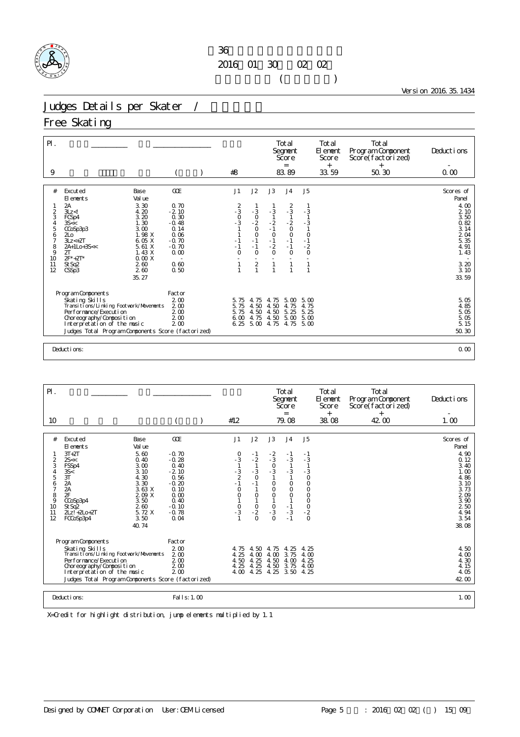36
2016 01 30 02 02
( )

Version 2016.35.1434

# Judges Details per Skater /

## Free Skating

| Pl. | | | | Total Segment Score = | Total Element Score + | Total Program Component Score (factorized) + | Deductions - |
|---|---|---|---|---|---|---|---|
| 9 | | ( ) | #8 | 83.89 | 33.59 | 50.30 | 0.00 |

| # | Excuted Elements | Base Value | | GOE | J1 | J2 | J3 | J4 | J5 | Scores of Panel |
|---|---|---|---|---|---|---|---|---|---|---|
| 1 | 2A | 3.30 | | 0.70 | 2 | 1 | 1 | 2 | 1 | 4.00 |
| 2 | 3Lz<! | 4.20 | | -2.10 | -3 | -3 | -3 | -3 | -3 | 2.10 |
| 3 | FCSp4 | 3.20 | | 0.30 | 0 | 0 | 1 | 1 | 1 | 3.50 |
| 4 | 3S<< | 1.30 | | -0.48 | -3 | -2 | -2 | -2 | -3 | 0.82 |
| 5 | CCoSp3p3 | 3.00 | | 0.14 | 1 | 0 | -1 | 0 | 1 | 3.14 |
| 6 | 2Lo | 1.98 | X | 0.06 | 1 | 0 | 0 | 0 | 0 | 2.04 |
| 7 | 3Lz<+2T | 6.05 | X | -0.70 | -1 | -1 | -1 | -1 | -1 | 5.35 |
| 8 | 2A+1Lo+3S<< | 5.61 | X | -0.70 | -1 | -1 | -2 | -1 | -2 | 4.91 |
| 9 | 2T | 1.43 | X | 0.00 | 0 | 0 | 0 | 0 | 0 | 1.43 |
| 10 | 2F*+2T* | 0.00 | X | - | - | - | - | - | - | - |
| 11 | StSq2 | 2.60 | | 0.60 | 1 | 2 | 1 | 1 | 1 | 3.20 |
| 12 | CSSp3 | 2.60 | | 0.50 | 1 | 1 | 1 | 1 | 1 | 3.10 |
| | | 35.27 | | | | | | | | 33.59 |

| Program Components | Factor | J1 | J2 | J3 | J4 | J5 | |
|---|---|---|---|---|---|---|---|
| Skating Skills | 2.00 | 5.75 | 4.75 | 4.75 | 5.00 | 5.00 | 5.05 |
| Transitions/Linking Footwork/Movements | 2.00 | 5.75 | 4.50 | 4.50 | 4.75 | 4.75 | 4.85 |
| Performance/Execution | 2.00 | 5.75 | 4.50 | 4.50 | 5.25 | 5.25 | 5.05 |
| Choreography/Composition | 2.00 | 6.00 | 4.75 | 4.50 | 5.00 | 5.00 | 5.05 |
| Interpretation of the music | 2.00 | 6.25 | 5.00 | 4.75 | 4.75 | 5.00 | 5.15 |
| Judges Total Program Components Score (factorized) | | | | | | | 50.30 |

Deductions: 0.00

| Pl. | | | | Total Segment Score = | Total Element Score + | Total Program Component Score (factorized) + | Deductions - |
|---|---|---|---|---|---|---|---|
| 10 | | ( ) | #12 | 79.08 | 38.08 | 42.00 | 1.00 |

| # | Excuted Elements | Base Value | | GOE | J1 | J2 | J3 | J4 | J5 | Scores of Panel |
|---|---|---|---|---|---|---|---|---|---|---|
| 1 | 3T+2T | 5.60 | | -0.70 | 0 | -1 | -2 | -1 | -1 | 4.90 |
| 2 | 2S<< | 0.40 | | -0.28 | -3 | -2 | -3 | -3 | -3 | 0.12 |
| 3 | FSSp4 | 3.00 | | 0.40 | 1 | 1 | 0 | 1 | 1 | 3.40 |
| 4 | 3S< | 3.10 | | -2.10 | -3 | -3 | -3 | -3 | -3 | 1.00 |
| 5 | 3T | 4.30 | | 0.56 | 2 | 0 | 1 | 1 | 0 | 4.86 |
| 6 | 2A | 3.30 | | -0.20 | -1 | -1 | 0 | 0 | 0 | 3.10 |
| 7 | 2A | 3.63 | X | 0.10 | 0 | 1 | 0 | 0 | 0 | 3.73 |
| 8 | 2F | 2.09 | X | 0.00 | 0 | 0 | 0 | 0 | 0 | 2.09 |
| 9 | CCoSp3p4 | 3.50 | | 0.40 | 1 | 1 | 1 | 1 | 0 | 3.90 |
| 10 | StSq2 | 2.60 | | -0.10 | 0 | 0 | 0 | -1 | 0 | 2.50 |
| 11 | 2Lz!+2Lo+2T | 5.72 | X | -0.78 | -3 | -2 | -3 | -3 | -2 | 4.94 |
| 12 | FCCoSp3p4 | 3.50 | | 0.04 | 1 | 0 | 0 | -1 | 0 | 3.54 |
| | | 40.74 | | | | | | | | 38.08 |

| Program Components | Factor | J1 | J2 | J3 | J4 | J5 | |
|---|---|---|---|---|---|---|---|
| Skating Skills | 2.00 | 4.75 | 4.50 | 4.75 | 4.25 | 4.25 | 4.50 |
| Transitions/Linking Footwork/Movements | 2.00 | 4.25 | 4.00 | 4.00 | 3.75 | 4.00 | 4.00 |
| Performance/Execution | 2.00 | 4.50 | 4.25 | 4.50 | 4.00 | 4.25 | 4.30 |
| Choreography/Composition | 2.00 | 4.25 | 4.25 | 4.50 | 3.75 | 4.00 | 4.15 |
| Interpretation of the music | 2.00 | 4.00 | 4.25 | 4.25 | 3.50 | 4.25 | 4.05 |
| Judges Total Program Components Score (factorized) | | | | | | | 42.00 |

Deductions: Falls: 1.00 — 1.00

X=Credit for highlight distribution, jump elements multiplied by 1.1

Designed by COMNET Corporation User: OEM Licensed : 2016 02 02 ( ) 15 09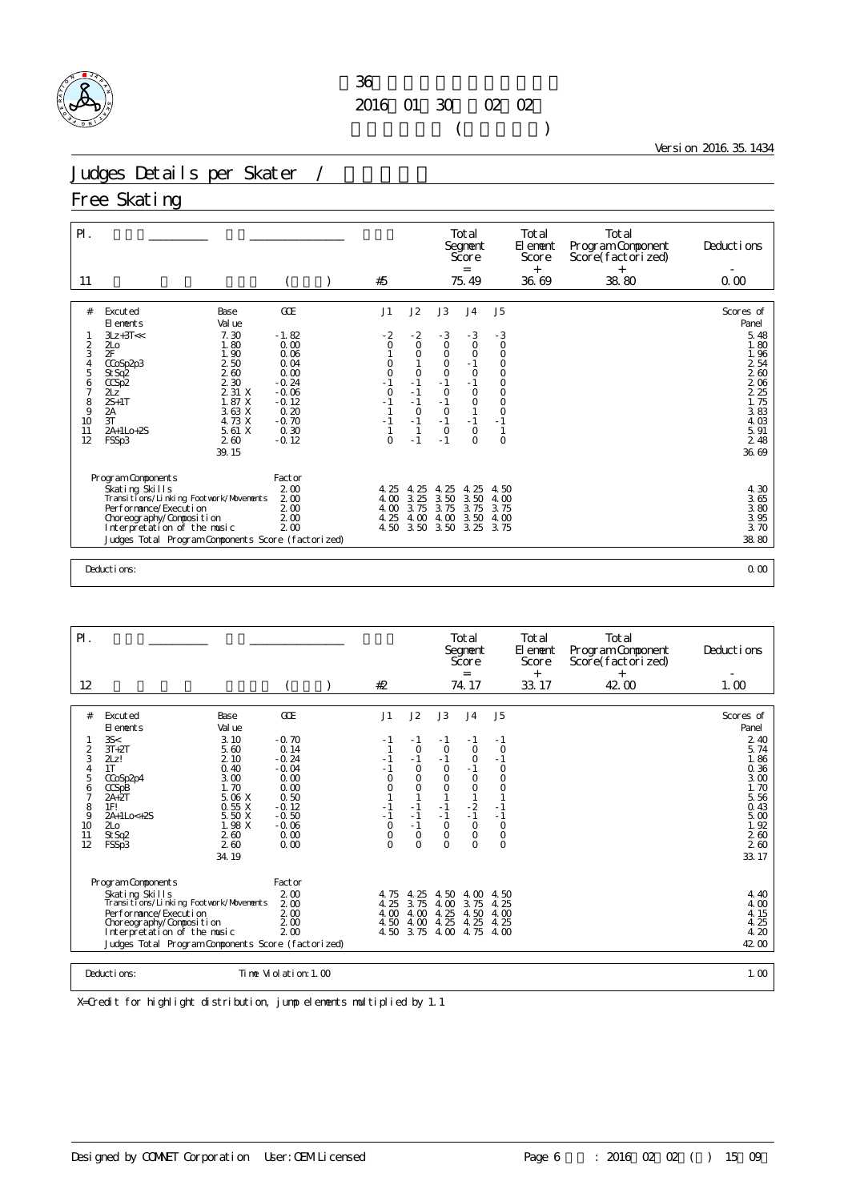第36回 ... 
2016年01月30日 ～ 02月02日
( )

Version 2016.35.1434

# Judges Details per Skater /

## Free Skating

| Pl. | | | | Total Segment Score | Total Element Score | Total Program Component Score (factorized) | Deductions |
|---|---|---|---|---|---|---|---|
| | | | | = | + | + | - |
| 11 | | ( ) | #5 | 75.49 | 36.69 | 38.80 | 0.00 |

| # | Executed Elements | Base Value | GOE | J1 | J2 | J3 | J4 | J5 | Scores of Panel |
|---|---|---|---|---|---|---|---|---|---|
| 1 | 3Lz+3T<< | 7.30 | -1.82 | -2 | -2 | -3 | -3 | -3 | 5.48 |
| 2 | 2Lo | 1.80 | 0.00 | 0 | 0 | 0 | 0 | 0 | 1.80 |
| 3 | 2F | 1.90 | 0.06 | 1 | 0 | 0 | 0 | 0 | 1.96 |
| 4 | CCoSp2p3 | 2.50 | 0.04 | 0 | 1 | 0 | -1 | 0 | 2.54 |
| 5 | StSq2 | 2.60 | 0.00 | 0 | 0 | 0 | 0 | 0 | 2.60 |
| 6 | CCSp2 | 2.30 | -0.24 | -1 | -1 | -1 | -1 | 0 | 2.06 |
| 7 | 2Lz | 2.31 X | -0.06 | 0 | -1 | 0 | 0 | 0 | 2.25 |
| 8 | 2S+1T | 1.87 X | -0.12 | -1 | -1 | -1 | 0 | 0 | 1.75 |
| 9 | 2A | 3.63 X | 0.20 | 1 | 0 | 0 | 1 | 0 | 3.83 |
| 10 | 3T | 4.73 X | -0.70 | -1 | -1 | -1 | -1 | -1 | 4.03 |
| 11 | 2A+1Lo+2S | 5.61 X | 0.30 | 1 | 1 | 0 | 0 | 1 | 5.91 |
| 12 | FSSp3 | 2.60 | -0.12 | 0 | -1 | -1 | 0 | 0 | 2.48 |
| | | 39.15 | | | | | | | 36.69 |

| Program Components | Factor | J1 | J2 | J3 | J4 | J5 | Scores of Panel |
|---|---|---|---|---|---|---|---|
| Skating Skills | 2.00 | 4.25 | 4.25 | 4.25 | 4.25 | 4.50 | 4.30 |
| Transitions/Linking Footwork/Movements | 2.00 | 4.00 | 3.25 | 3.50 | 3.50 | 4.00 | 3.65 |
| Performance/Execution | 2.00 | 4.00 | 3.75 | 3.75 | 3.75 | 3.75 | 3.80 |
| Choreography/Composition | 2.00 | 4.25 | 4.00 | 4.00 | 3.50 | 4.00 | 3.95 |
| Interpretation of the music | 2.00 | 4.50 | 3.50 | 3.50 | 3.25 | 3.75 | 3.70 |
| Judges Total Program Components Score (factorized) | | | | | | | 38.80 |

Deductions: 0.00

| Pl. | | | | Total Segment Score | Total Element Score | Total Program Component Score (factorized) | Deductions |
|---|---|---|---|---|---|---|---|
| | | | | = | + | + | - |
| 12 | | ( ) | #2 | 74.17 | 33.17 | 42.00 | 1.00 |

| # | Executed Elements | Base Value | GOE | J1 | J2 | J3 | J4 | J5 | Scores of Panel |
|---|---|---|---|---|---|---|---|---|---|
| 1 | 3S< | 3.10 | -0.70 | -1 | -1 | -1 | -1 | -1 | 2.40 |
| 2 | 3T+2T | 5.60 | 0.14 | 1 | 0 | 0 | 0 | 0 | 5.74 |
| 3 | 2Lz! | 2.10 | -0.24 | -1 | -1 | -1 | 0 | -1 | 1.86 |
| 4 | 1T | 0.40 | -0.04 | -1 | 0 | 0 | -1 | 0 | 0.36 |
| 5 | CCoSp2p4 | 3.00 | 0.00 | 0 | 0 | 0 | 0 | 0 | 3.00 |
| 6 | CCSpB | 1.70 | 0.00 | 0 | 0 | 0 | 0 | 0 | 1.70 |
| 7 | 2A+2T | 5.06 X | 0.50 | 1 | 1 | 1 | 1 | 1 | 5.56 |
| 8 | 1F! | 0.55 X | -0.12 | -1 | -1 | -1 | -2 | -1 | 0.43 |
| 9 | 2A+1Lo<+2S | 5.50 X | -0.50 | -1 | -1 | -1 | -1 | -1 | 5.00 |
| 10 | 2Lo | 1.98 X | -0.06 | 0 | -1 | 0 | 0 | 0 | 1.92 |
| 11 | StSq2 | 2.60 | 0.00 | 0 | 0 | 0 | 0 | 0 | 2.60 |
| 12 | FSSp3 | 2.60 | 0.00 | 0 | 0 | 0 | 0 | 0 | 2.60 |
| | | 34.19 | | | | | | | 33.17 |

| Program Components | Factor | J1 | J2 | J3 | J4 | J5 | Scores of Panel |
|---|---|---|---|---|---|---|---|
| Skating Skills | 2.00 | 4.75 | 4.25 | 4.50 | 4.00 | 4.50 | 4.40 |
| Transitions/Linking Footwork/Movements | 2.00 | 4.25 | 3.75 | 4.00 | 3.75 | 4.25 | 4.00 |
| Performance/Execution | 2.00 | 4.00 | 4.00 | 4.25 | 4.50 | 4.00 | 4.15 |
| Choreography/Composition | 2.00 | 4.50 | 4.00 | 4.25 | 4.25 | 4.25 | 4.25 |
| Interpretation of the music | 2.00 | 4.50 | 3.75 | 4.00 | 4.75 | 4.00 | 4.20 |
| Judges Total Program Components Score (factorized) | | | | | | | 42.00 |

Deductions: Time Violation: 1.00 — 1.00

X=Credit for highlight distribution, jump elements multiplied by 1.1

Designed by COMNET Corporation User: OEM Licensed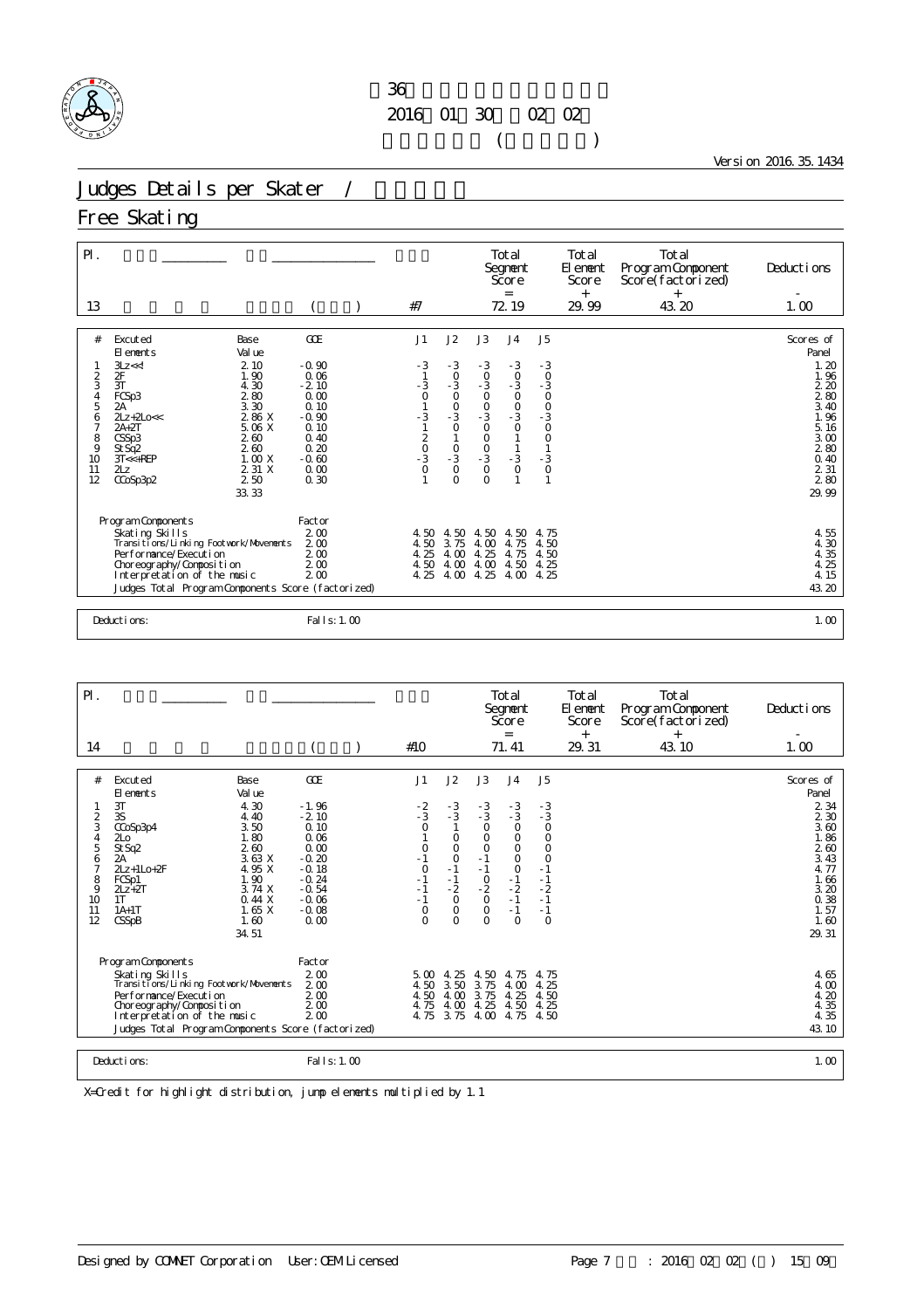36
2016 01 30 02 02
( )

Version 2016.35.1434

# Judges Details per Skater /

## Free Skating

| Pl. | | | | Total Segment Score = | Total Element Score + | Total Program Component Score(factorized) + | Deductions - |
|---|---|---|---|---|---|---|---|
| 13 | ( ) | | #7 | 72.19 | 29.99 | 43.20 | 1.00 |

| # | Excuted Elements | Base Value | GOE | J1 | J2 | J3 | J4 | J5 | Scores of Panel |
|---|---|---|---|---|---|---|---|---|---|
| 1 | 3Lz<<! | 2.10 | -0.90 | -3 | -3 | -3 | -3 | -3 | 1.20 |
| 2 | 2F | 1.90 | 0.06 | 1 | 0 | 0 | 0 | 0 | 1.96 |
| 3 | 3T | 4.30 | -2.10 | -3 | -3 | -3 | -3 | -3 | 2.20 |
| 4 | FCSp3 | 2.80 | 0.00 | 0 | 0 | 0 | 0 | 0 | 2.80 |
| 5 | 2A | 3.30 | 0.10 | 1 | 0 | 0 | 0 | 0 | 3.40 |
| 6 | 2Lz+2Lo<< | 2.86 X | -0.90 | -3 | -3 | -3 | -3 | -3 | 1.96 |
| 7 | 2A+2T | 5.06 X | 0.10 | 1 | 0 | 0 | 0 | 0 | 5.16 |
| 8 | CSSp3 | 2.60 | 0.40 | 2 | 1 | 0 | 1 | 0 | 3.00 |
| 9 | StSq2 | 2.60 | 0.20 | 0 | 0 | 0 | 1 | 1 | 2.80 |
| 10 | 3T<<+REP | 1.00 X | -0.60 | -3 | -3 | -3 | -3 | -3 | 0.40 |
| 11 | 2Lz | 2.31 X | 0.00 | 0 | 0 | 0 | 0 | 0 | 2.31 |
| 12 | CCoSp3p2 | 2.50 | 0.30 | 1 | 0 | 0 | 1 | 1 | 2.80 |
| | | 33.33 | | | | | | | 29.99 |

| Program Components | Factor | J1 | J2 | J3 | J4 | J5 | |
|---|---|---|---|---|---|---|---|
| Skating Skills | 2.00 | 4.50 | 4.50 | 4.50 | 4.50 | 4.75 | 4.55 |
| Transitions/Linking Footwork/Movements | 2.00 | 4.50 | 3.75 | 4.00 | 4.75 | 4.50 | 4.30 |
| Performance/Execution | 2.00 | 4.25 | 4.00 | 4.25 | 4.75 | 4.50 | 4.35 |
| Choreography/Composition | 2.00 | 4.50 | 4.00 | 4.00 | 4.50 | 4.25 | 4.25 |
| Interpretation of the music | 2.00 | 4.25 | 4.00 | 4.25 | 4.00 | 4.25 | 4.15 |
| Judges Total Program Components Score (factorized) | | | | | | | 43.20 |

Deductions: Falls: 1.00 — 1.00

| Pl. | | | | Total Segment Score = | Total Element Score + | Total Program Component Score(factorized) + | Deductions - |
|---|---|---|---|---|---|---|---|
| 14 | ( ) | | #10 | 71.41 | 29.31 | 43.10 | 1.00 |

| # | Excuted Elements | Base Value | GOE | J1 | J2 | J3 | J4 | J5 | Scores of Panel |
|---|---|---|---|---|---|---|---|---|---|
| 1 | 3T | 4.30 | -1.96 | -2 | -3 | -3 | -3 | -3 | 2.34 |
| 2 | 3S | 4.40 | -2.10 | -3 | -3 | -3 | -3 | -3 | 2.30 |
| 3 | CCoSp3p4 | 3.50 | 0.10 | 0 | 1 | 0 | 0 | 0 | 3.60 |
| 4 | 2Lo | 1.80 | 0.06 | 1 | 0 | 0 | 0 | 0 | 1.86 |
| 5 | StSq2 | 2.60 | 0.00 | 0 | 0 | 0 | 0 | 0 | 2.60 |
| 6 | 2A | 3.63 X | -0.20 | -1 | 0 | -1 | 0 | 0 | 3.43 |
| 7 | 2Lz+1Lo+2F | 4.95 X | -0.18 | 0 | -1 | -1 | 0 | -1 | 4.77 |
| 8 | FCSp1 | 1.90 | -0.24 | -1 | -1 | 0 | -1 | -1 | 1.66 |
| 9 | 2Lz+2T | 3.74 X | -0.54 | -1 | -2 | -2 | -2 | -2 | 3.20 |
| 10 | 1T | 0.44 X | -0.06 | -1 | 0 | 0 | -1 | -1 | 0.38 |
| 11 | 1A+1T | 1.65 X | -0.08 | 0 | 0 | 0 | -1 | -1 | 1.57 |
| 12 | CSSpB | 1.60 | 0.00 | 0 | 0 | 0 | 0 | 0 | 1.60 |
| | | 34.51 | | | | | | | 29.31 |

| Program Components | Factor | J1 | J2 | J3 | J4 | J5 | |
|---|---|---|---|---|---|---|---|
| Skating Skills | 2.00 | 5.00 | 4.25 | 4.50 | 4.75 | 4.75 | 4.65 |
| Transitions/Linking Footwork/Movements | 2.00 | 4.50 | 3.50 | 3.75 | 4.00 | 4.25 | 4.00 |
| Performance/Execution | 2.00 | 4.50 | 4.00 | 3.75 | 4.25 | 4.50 | 4.20 |
| Choreography/Composition | 2.00 | 4.75 | 4.00 | 4.25 | 4.50 | 4.25 | 4.35 |
| Interpretation of the music | 2.00 | 4.75 | 3.75 | 4.00 | 4.75 | 4.50 | 4.35 |
| Judges Total Program Components Score (factorized) | | | | | | | 43.10 |

Deductions: Falls: 1.00 — 1.00

X=Credit for highlight distribution, jump elements multiplied by 1.1

Designed by COMNET Corporation User: OEM Licensed Page 7 : 2016 02 02 ( ) 15 09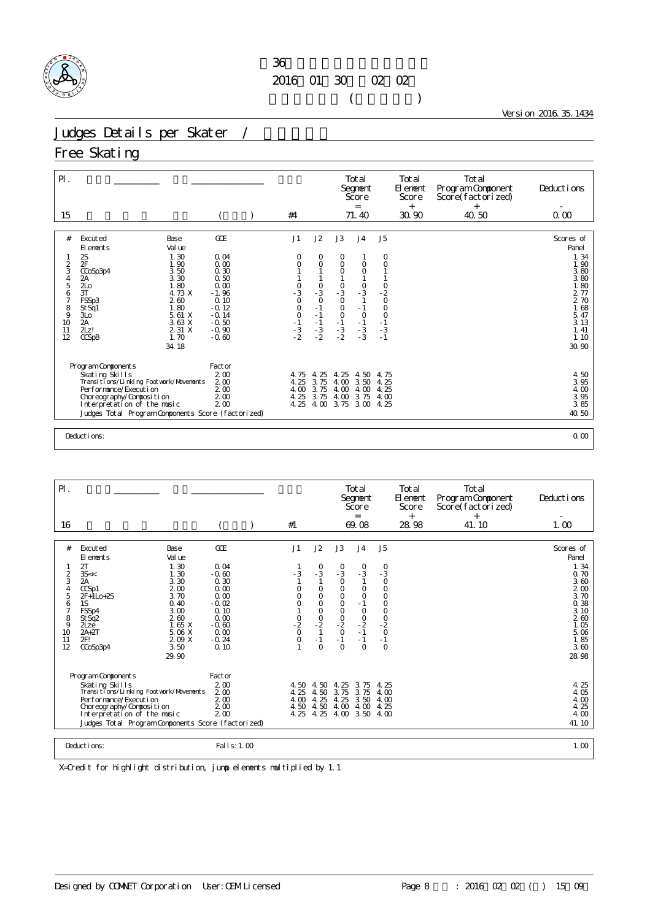36
2016 01 30 02 02
( )

Version 2016.35.1434

# Judges Details per Skater /

## Free Skating

| Pl. | | | | Total Segment Score = | Total Element Score + | Total Program Component Score (factorized) + | Deductions - |
|---|---|---|---|---|---|---|---|
| 15 | | ( ) | #4 | 71.40 | 30.90 | 40.50 | 0.00 |

| # | Executed Elements | Base Value | GOE | J1 | J2 | J3 | J4 | J5 | Scores of Panel |
|---|---|---|---|---|---|---|---|---|---|
| 1 | 2S | 1.30 | 0.04 | 0 | 0 | 0 | 1 | 0 | 1.34 |
| 2 | 2F | 1.90 | 0.00 | 0 | 0 | 0 | 0 | 0 | 1.90 |
| 3 | CCoSp3p4 | 3.50 | 0.30 | 1 | 1 | 0 | 0 | 1 | 3.80 |
| 4 | 2A | 3.30 | 0.50 | 1 | 1 | 1 | 1 | 1 | 3.80 |
| 5 | 2Lo | 1.80 | 0.00 | 0 | 0 | 0 | 0 | 0 | 1.80 |
| 6 | 3T | 4.73 X | -1.96 | -3 | -3 | -3 | -3 | -2 | 2.77 |
| 7 | FSSp3 | 2.60 | 0.10 | 0 | 0 | 0 | 1 | 0 | 2.70 |
| 8 | StSq1 | 1.80 | -0.12 | 0 | -1 | 0 | -1 | 0 | 1.68 |
| 9 | 3Lo | 5.61 X | -0.14 | 0 | -1 | 0 | 0 | 0 | 5.47 |
| 10 | 2A | 3.63 X | -0.50 | -1 | -1 | -1 | -1 | -1 | 3.13 |
| 11 | 2Lz! | 2.31 X | -0.90 | -3 | -3 | -3 | -3 | -3 | 1.41 |
| 12 | CCSpB | 1.70 | -0.60 | -2 | -2 | -2 | -3 | -1 | 1.10 |
| | | 34.18 | | | | | | | 30.90 |

| Program Components | Factor | J1 | J2 | J3 | J4 | J5 | |
|---|---|---|---|---|---|---|---|
| Skating Skills | 2.00 | 4.75 | 4.25 | 4.25 | 4.50 | 4.75 | 4.50 |
| Transitions/Linking Footwork/Movements | 2.00 | 4.25 | 3.75 | 4.00 | 3.50 | 4.25 | 3.95 |
| Performance/Execution | 2.00 | 4.00 | 3.75 | 4.00 | 4.00 | 4.25 | 4.00 |
| Choreography/Composition | 2.00 | 4.25 | 3.75 | 4.00 | 3.75 | 4.00 | 3.95 |
| Interpretation of the music | 2.00 | 4.25 | 4.00 | 3.75 | 3.00 | 4.25 | 3.85 |
| Judges Total Program Components Score (factorized) | | | | | | | 40.50 |

Deductions: 0.00

| Pl. | | | | Total Segment Score = | Total Element Score + | Total Program Component Score (factorized) + | Deductions - |
|---|---|---|---|---|---|---|---|
| 16 | | ( ) | #1 | 69.08 | 28.98 | 41.10 | 1.00 |

| # | Executed Elements | Base Value | GOE | J1 | J2 | J3 | J4 | J5 | Scores of Panel |
|---|---|---|---|---|---|---|---|---|---|
| 1 | 2T | 1.30 | 0.04 | 1 | 0 | 0 | 0 | 0 | 1.34 |
| 2 | 3S<< | 1.30 | -0.60 | -3 | -3 | -3 | -3 | -3 | 0.70 |
| 3 | 2A | 3.30 | 0.30 | 1 | 1 | 0 | 1 | 0 | 3.60 |
| 4 | CCSp1 | 2.00 | 0.00 | 0 | 0 | 0 | 0 | 0 | 2.00 |
| 5 | 2F+1Lo+2S | 3.70 | 0.00 | 0 | 0 | 0 | 0 | 0 | 3.70 |
| 6 | 1S | 0.40 | -0.02 | 0 | 0 | 0 | -1 | 0 | 0.38 |
| 7 | FSSp4 | 3.00 | 0.10 | 1 | 0 | 0 | 0 | 0 | 3.10 |
| 8 | StSq2 | 2.60 | 0.00 | 0 | 0 | 0 | 0 | 0 | 2.60 |
| 9 | 2Lze | 1.65 X | -0.60 | -2 | -2 | -2 | -2 | -2 | 1.05 |
| 10 | 2A+2T | 5.06 X | 0.00 | 0 | 1 | 0 | -1 | 0 | 5.06 |
| 11 | 2F! | 2.09 X | -0.24 | 0 | -1 | -1 | -1 | -1 | 1.85 |
| 12 | CCoSp3p4 | 3.50 | 0.10 | 1 | 0 | 0 | 0 | 0 | 3.60 |
| | | 29.90 | | | | | | | 28.98 |

| Program Components | Factor | J1 | J2 | J3 | J4 | J5 | |
|---|---|---|---|---|---|---|---|
| Skating Skills | 2.00 | 4.50 | 4.50 | 4.25 | 3.75 | 4.25 | 4.25 |
| Transitions/Linking Footwork/Movements | 2.00 | 4.25 | 4.50 | 3.75 | 3.75 | 4.00 | 4.05 |
| Performance/Execution | 2.00 | 4.00 | 4.25 | 4.25 | 3.50 | 4.00 | 4.00 |
| Choreography/Composition | 2.00 | 4.50 | 4.50 | 4.00 | 4.00 | 4.25 | 4.25 |
| Interpretation of the music | 2.00 | 4.25 | 4.25 | 4.00 | 3.50 | 4.00 | 4.00 |
| Judges Total Program Components Score (factorized) | | | | | | | 41.10 |

Deductions: Falls: 1.00 — 1.00

X=Credit for highlight distribution, jump elements multiplied by 1.1

Designed by COMNET Corporation User: OEM Licensed : 2016 02 02 ( ) 15 09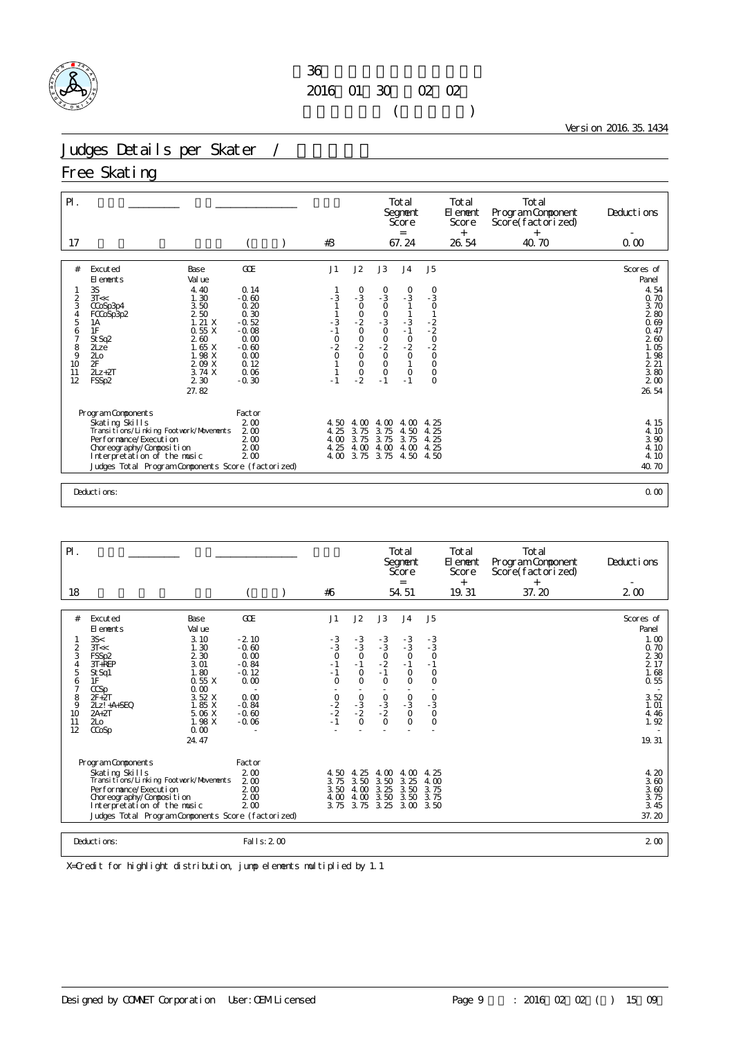36
2016 01 30 02 02
( )

Version 2016.35.1434

# Judges Details per Skater /

## Free Skating

| Pl. | | | Total Segment Score = | Total Element Score + | Total Program Component Score(factorized) + | Deductions - |
|---|---|---|---|---|---|---|
| 17 | ( ) | #3 | 67.24 | 26.54 | 40.70 | 0.00 |

| # | Executed Elements | Base Value | GOE | J1 | J2 | J3 | J4 | J5 | Scores of Panel |
|---|---|---|---|---|---|---|---|---|---|
| 1 | 3S | 4.40 | 0.14 | 1 | 0 | 0 | 0 | 0 | 4.54 |
| 2 | 3T<< | 1.30 | -0.60 | -3 | -3 | -3 | -3 | -3 | 0.70 |
| 3 | CCoSp3p4 | 3.50 | 0.20 | 1 | 0 | 0 | 1 | 0 | 3.70 |
| 4 | FCCoSp3p2 | 2.50 | 0.30 | 1 | 0 | 0 | 1 | 1 | 2.80 |
| 5 | 1A | 1.21 X | -0.52 | -3 | -2 | -3 | -3 | -2 | 0.69 |
| 6 | 1F | 0.55 X | -0.08 | -1 | 0 | 0 | -1 | -2 | 0.47 |
| 7 | StSq2 | 2.60 | 0.00 | 0 | 0 | 0 | 0 | 0 | 2.60 |
| 8 | 2Lze | 1.65 X | -0.60 | -2 | -2 | -2 | -2 | -2 | 1.05 |
| 9 | 2Lo | 1.98 X | 0.00 | 0 | 0 | 0 | 0 | 0 | 1.98 |
| 10 | 2F | 2.09 X | 0.12 | 1 | 0 | 0 | 1 | 0 | 2.21 |
| 11 | 2Lz+2T | 3.74 X | 0.06 | 1 | 0 | 0 | 0 | 0 | 3.80 |
| 12 | FSSp2 | 2.30 | -0.30 | -1 | -2 | -1 | -1 | 0 | 2.00 |
| | | 27.82 | | | | | | | 26.54 |

| Program Components | Factor | J1 | J2 | J3 | J4 | J5 | |
|---|---|---|---|---|---|---|---|
| Skating Skills | 2.00 | 4.50 | 4.00 | 4.00 | 4.00 | 4.25 | 4.15 |
| Transitions/Linking Footwork/Movements | 2.00 | 4.25 | 3.75 | 3.75 | 4.50 | 4.25 | 4.10 |
| Performance/Execution | 2.00 | 4.00 | 3.75 | 3.75 | 3.75 | 4.25 | 3.90 |
| Choreography/Composition | 2.00 | 4.25 | 4.00 | 4.00 | 4.00 | 4.25 | 4.10 |
| Interpretation of the music | 2.00 | 4.00 | 3.75 | 3.75 | 4.50 | 4.50 | 4.10 |
| Judges Total Program Components Score (factorized) | | | | | | | 40.70 |

Deductions: 0.00

| Pl. | | | Total Segment Score = | Total Element Score + | Total Program Component Score(factorized) + | Deductions - |
|---|---|---|---|---|---|---|
| 18 | ( ) | #6 | 54.51 | 19.31 | 37.20 | 2.00 |

| # | Executed Elements | Base Value | GOE | J1 | J2 | J3 | J4 | J5 | Scores of Panel |
|---|---|---|---|---|---|---|---|---|---|
| 1 | 3S< | 3.10 | -2.10 | -3 | -3 | -3 | -3 | -3 | 1.00 |
| 2 | 3T<< | 1.30 | -0.60 | -3 | -3 | -3 | -3 | -3 | 0.70 |
| 3 | FSSp2 | 2.30 | 0.00 | 0 | 0 | 0 | 0 | 0 | 2.30 |
| 4 | 3T+REP | 3.01 | -0.84 | -1 | -1 | -2 | -1 | -1 | 2.17 |
| 5 | StSq1 | 1.80 | -0.12 | -1 | 0 | -1 | 0 | 0 | 1.68 |
| 6 | 1F | 0.55 X | 0.00 | 0 | 0 | 0 | 0 | 0 | 0.55 |
| 7 | CCSp | 0.00 | - | - | - | - | - | - | - |
| 8 | 2F+2T | 3.52 X | 0.00 | 0 | 0 | 0 | 0 | 0 | 3.52 |
| 9 | 2Lz!+A+SEQ | 1.85 X | -0.84 | -2 | -3 | -3 | -3 | -3 | 1.01 |
| 10 | 2A+2T | 5.06 X | -0.60 | -2 | -2 | -2 | 0 | 0 | 4.46 |
| 11 | 2Lo | 1.98 X | -0.06 | -1 | 0 | 0 | 0 | 0 | 1.92 |
| 12 | CCoSp | 0.00 | - | - | - | - | - | - | - |
| | | 24.47 | | | | | | | 19.31 |

| Program Components | Factor | J1 | J2 | J3 | J4 | J5 | |
|---|---|---|---|---|---|---|---|
| Skating Skills | 2.00 | 4.50 | 4.25 | 4.00 | 4.00 | 4.25 | 4.20 |
| Transitions/Linking Footwork/Movements | 2.00 | 3.75 | 3.50 | 3.50 | 3.25 | 4.00 | 3.60 |
| Performance/Execution | 2.00 | 3.50 | 4.00 | 3.25 | 3.50 | 3.75 | 3.60 |
| Choreography/Composition | 2.00 | 4.00 | 4.00 | 3.50 | 3.50 | 3.75 | 3.75 |
| Interpretation of the music | 2.00 | 3.75 | 3.75 | 3.25 | 3.00 | 3.50 | 3.45 |
| Judges Total Program Components Score (factorized) | | | | | | | 37.20 |

Deductions: Falls: 2.00 &nbsp;&nbsp; 2.00

X=Credit for highlight distribution, jump elements multiplied by 1.1